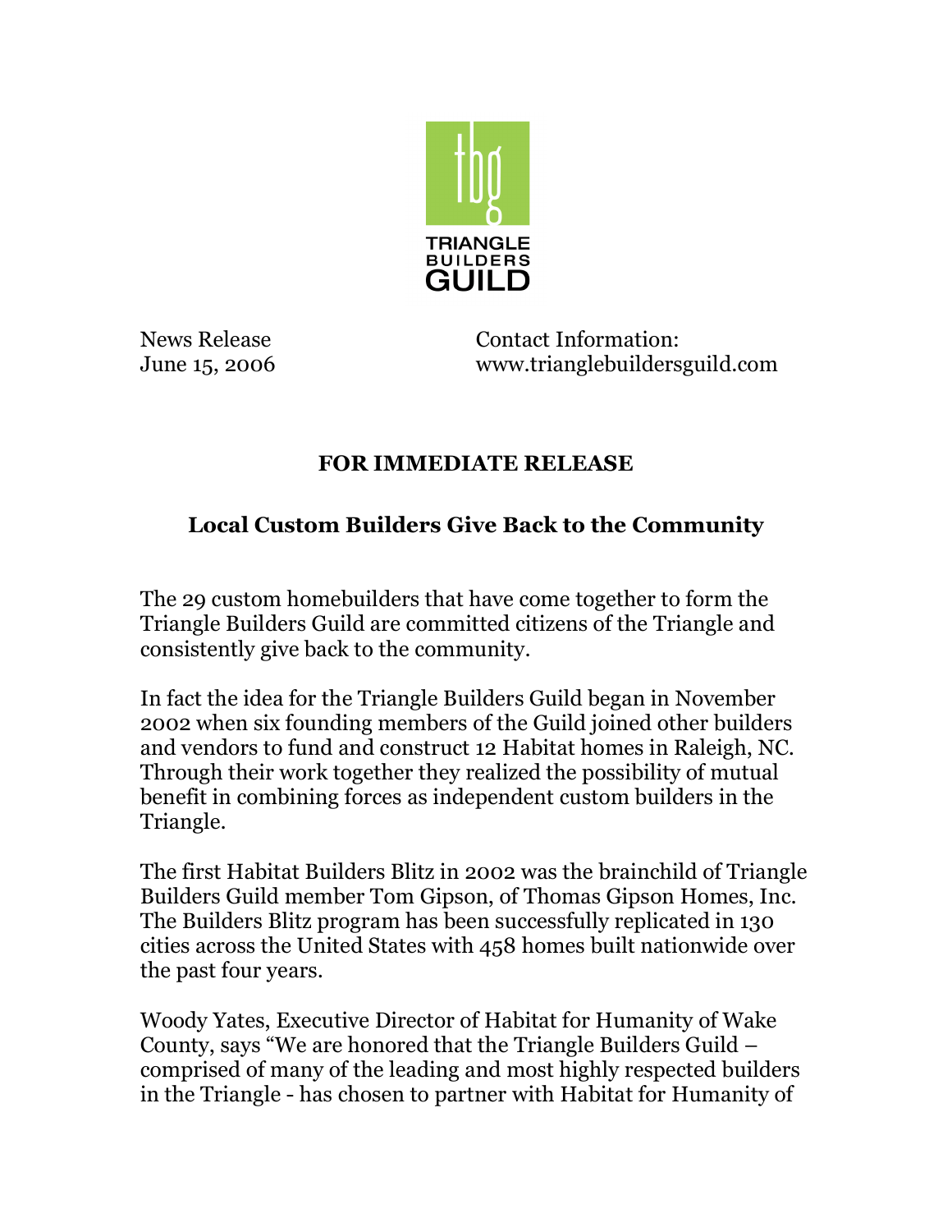TRIANGLE BUILDERS GUILD

News Release
June 15, 2006

Contact Information:
www.trianglebuildersguild.com

**FOR IMMEDIATE RELEASE**

## Local Custom Builders Give Back to the Community

The 29 custom homebuilders that have come together to form the Triangle Builders Guild are committed citizens of the Triangle and consistently give back to the community.

In fact the idea for the Triangle Builders Guild began in November 2002 when six founding members of the Guild joined other builders and vendors to fund and construct 12 Habitat homes in Raleigh, NC. Through their work together they realized the possibility of mutual benefit in combining forces as independent custom builders in the Triangle.

The first Habitat Builders Blitz in 2002 was the brainchild of Triangle Builders Guild member Tom Gipson, of Thomas Gipson Homes, Inc. The Builders Blitz program has been successfully replicated in 130 cities across the United States with 458 homes built nationwide over the past four years.

Woody Yates, Executive Director of Habitat for Humanity of Wake County, says "We are honored that the Triangle Builders Guild – comprised of many of the leading and most highly respected builders in the Triangle - has chosen to partner with Habitat for Humanity of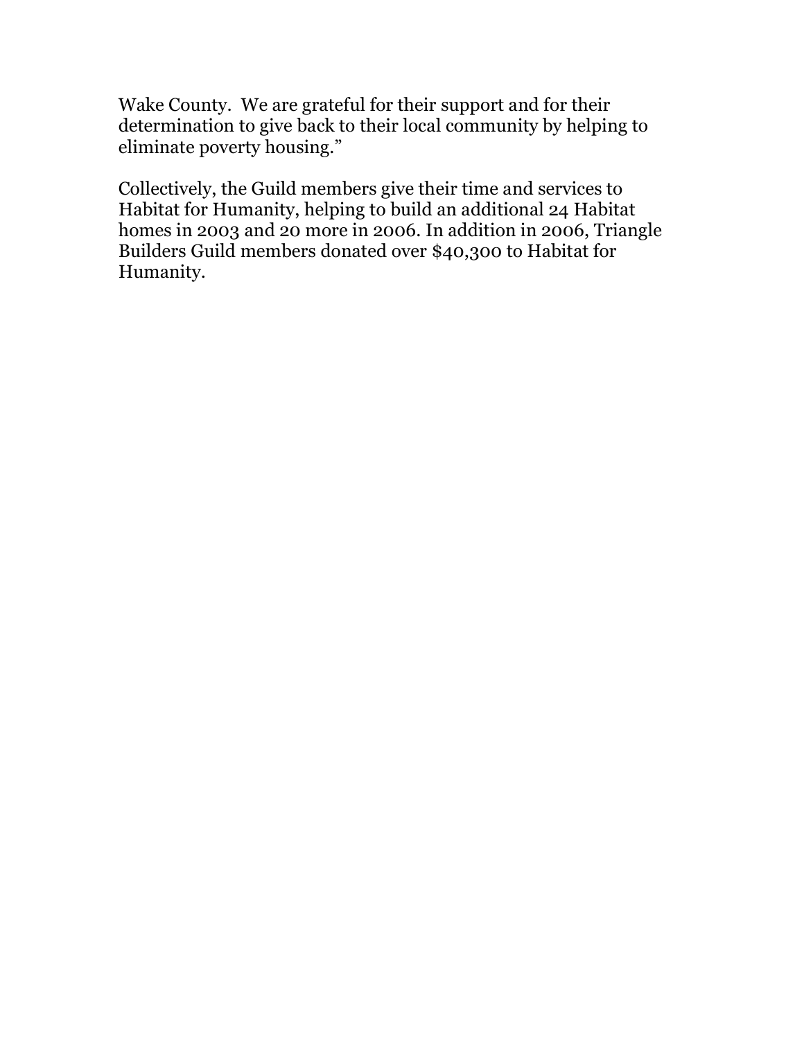Wake County. We are grateful for their support and for their determination to give back to their local community by helping to eliminate poverty housing."

Collectively, the Guild members give their time and services to Habitat for Humanity, helping to build an additional 24 Habitat homes in 2003 and 20 more in 2006. In addition in 2006, Triangle Builders Guild members donated over $40,300 to Habitat for Humanity.